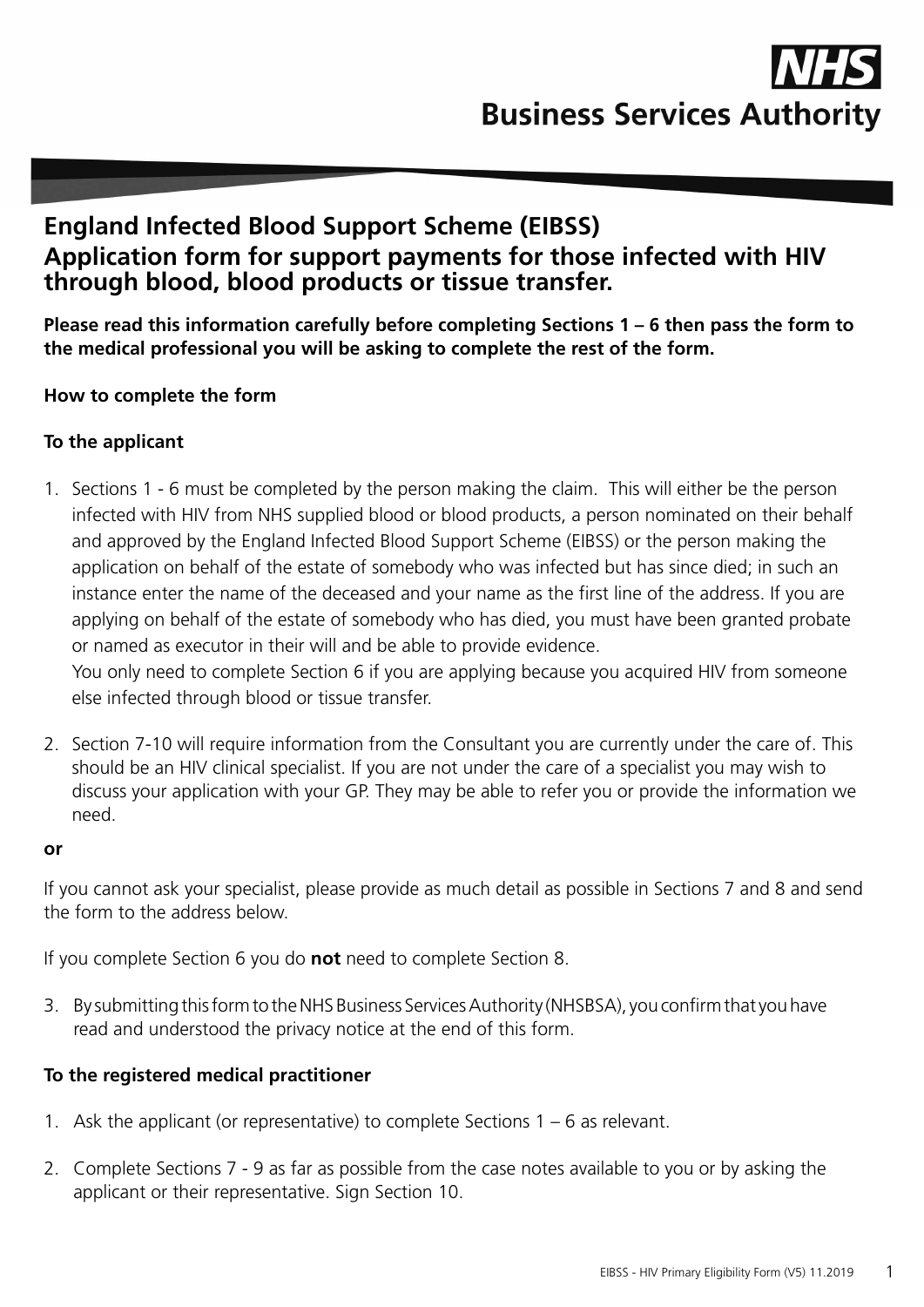# NHS Business Services Authority

## England Infected Blood Support Scheme (EIBSS)
## Application form for support payments for those infected with HIV through blood, blood products or tissue transfer.

**Please read this information carefully before completing Sections 1 – 6 then pass the form to the medical professional you will be asking to complete the rest of the form.**

### How to complete the form

### To the applicant

1. Sections 1 - 6 must be completed by the person making the claim. This will either be the person infected with HIV from NHS supplied blood or blood products, a person nominated on their behalf and approved by the England Infected Blood Support Scheme (EIBSS) or the person making the application on behalf of the estate of somebody who was infected but has since died; in such an instance enter the name of the deceased and your name as the first line of the address. If you are applying on behalf of the estate of somebody who has died, you must have been granted probate or named as executor in their will and be able to provide evidence.
   You only need to complete Section 6 if you are applying because you acquired HIV from someone else infected through blood or tissue transfer.

2. Section 7-10 will require information from the Consultant you are currently under the care of. This should be an HIV clinical specialist. If you are not under the care of a specialist you may wish to discuss your application with your GP. They may be able to refer you or provide the information we need.

**or**

If you cannot ask your specialist, please provide as much detail as possible in Sections 7 and 8 and send the form to the address below.

If you complete Section 6 you do **not** need to complete Section 8.

3. By submitting this form to the NHS Business Services Authority (NHSBSA), you confirm that you have read and understood the privacy notice at the end of this form.

### To the registered medical practitioner

1. Ask the applicant (or representative) to complete Sections 1 – 6 as relevant.

2. Complete Sections 7 - 9 as far as possible from the case notes available to you or by asking the applicant or their representative. Sign Section 10.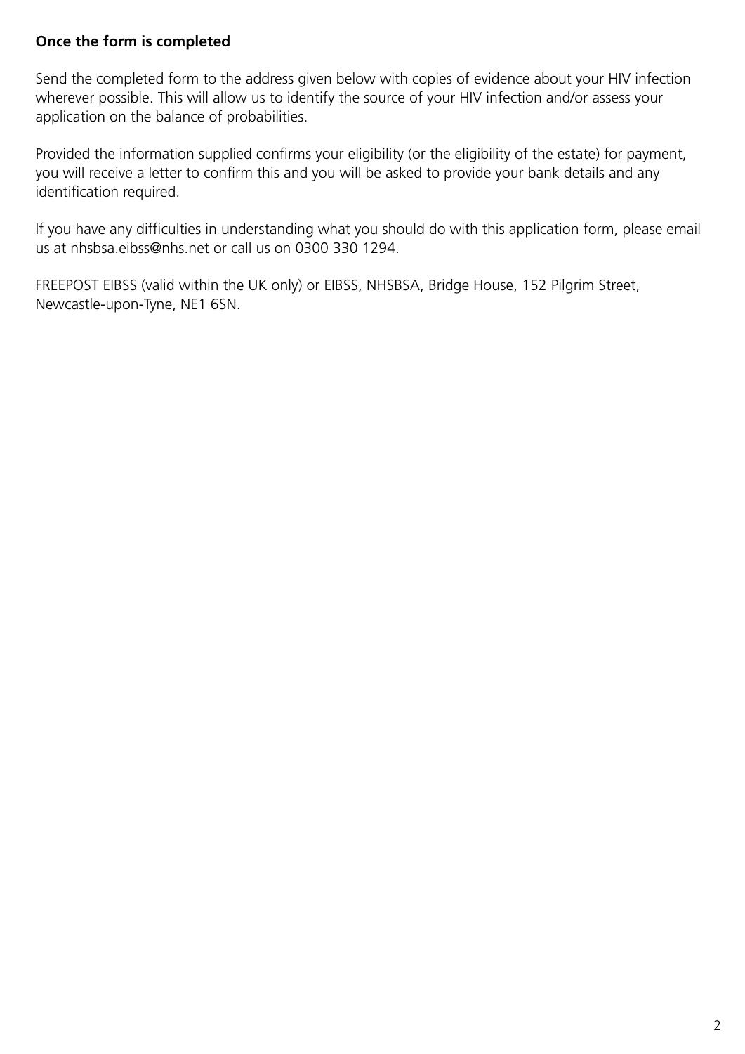**Once the form is completed**

Send the completed form to the address given below with copies of evidence about your HIV infection wherever possible. This will allow us to identify the source of your HIV infection and/or assess your application on the balance of probabilities.

Provided the information supplied confirms your eligibility (or the eligibility of the estate) for payment, you will receive a letter to confirm this and you will be asked to provide your bank details and any identification required.

If you have any difficulties in understanding what you should do with this application form, please email us at nhsbsa.eibss@nhs.net or call us on 0300 330 1294.

FREEPOST EIBSS (valid within the UK only) or EIBSS, NHSBSA, Bridge House, 152 Pilgrim Street, Newcastle-upon-Tyne, NE1 6SN.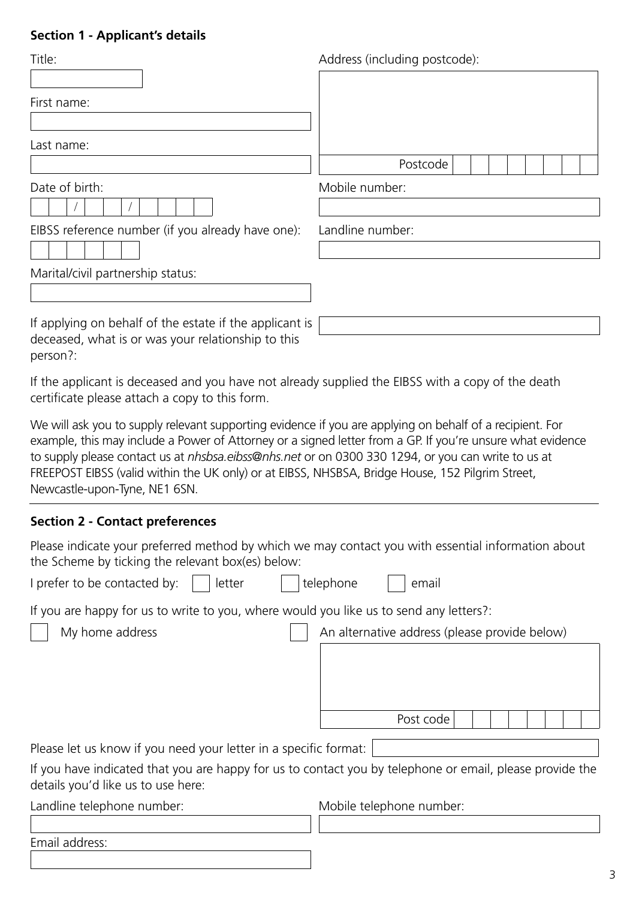## Section 1 - Applicant's details

Title:

First name:

Last name:

Date of birth: __ __ / __ __ / __ __ __ __

EIBSS reference number (if you already have one):

Marital/civil partnership status:

Address (including postcode):

Postcode

Mobile number:

Landline number:

If applying on behalf of the estate if the applicant is deceased, what is or was your relationship to this person?:

If the applicant is deceased and you have not already supplied the EIBSS with a copy of the death certificate please attach a copy to this form.

We will ask you to supply relevant supporting evidence if you are applying on behalf of a recipient. For example, this may include a Power of Attorney or a signed letter from a GP. If you're unsure what evidence to supply please contact us at *nhsbsa.eibss@nhs.net* or on 0300 330 1294, or you can write to us at FREEPOST EIBSS (valid within the UK only) or at EIBSS, NHSBSA, Bridge House, 152 Pilgrim Street, Newcastle-upon-Tyne, NE1 6SN.

## Section 2 - Contact preferences

Please indicate your preferred method by which we may contact you with essential information about the Scheme by ticking the relevant box(es) below:

I prefer to be contacted by: ☐ letter ☐ telephone ☐ email

If you are happy for us to write to you, where would you like us to send any letters?:

☐ My home address

☐ An alternative address (please provide below)

Post code

Please let us know if you need your letter in a specific format:

If you have indicated that you are happy for us to contact you by telephone or email, please provide the details you'd like us to use here:

Landline telephone number:

Mobile telephone number:

Email address: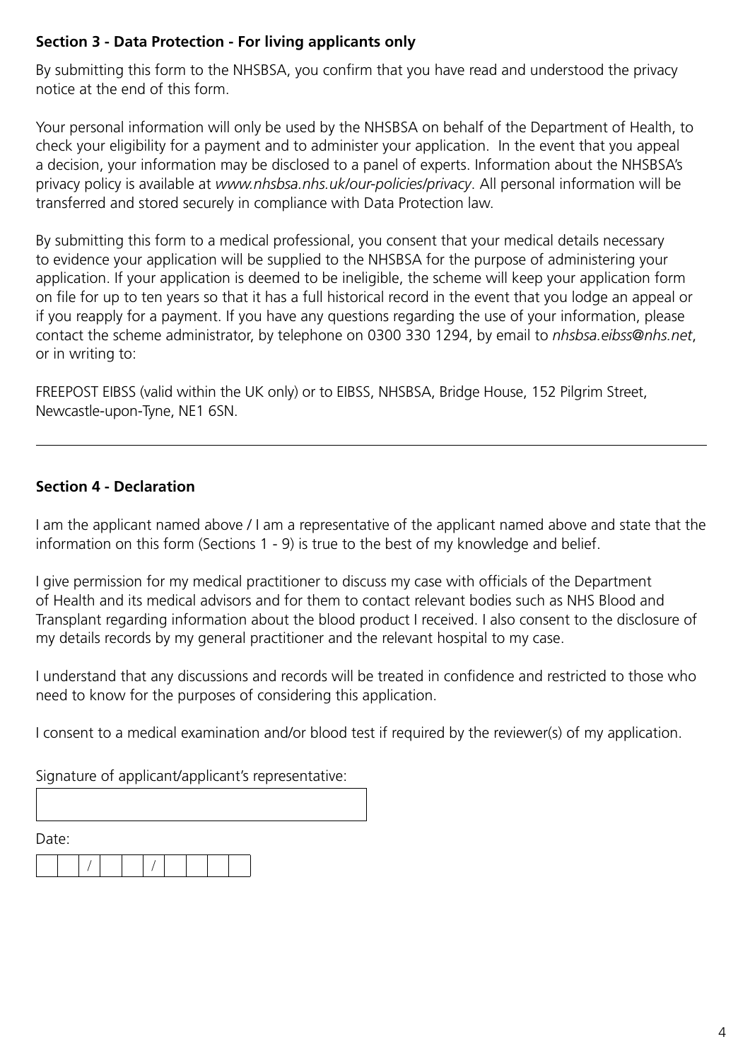**Section 3 - Data Protection - For living applicants only**

By submitting this form to the NHSBSA, you confirm that you have read and understood the privacy notice at the end of this form.

Your personal information will only be used by the NHSBSA on behalf of the Department of Health, to check your eligibility for a payment and to administer your application. In the event that you appeal a decision, your information may be disclosed to a panel of experts. Information about the NHSBSA's privacy policy is available at *www.nhsbsa.nhs.uk/our-policies/privacy*. All personal information will be transferred and stored securely in compliance with Data Protection law.

By submitting this form to a medical professional, you consent that your medical details necessary to evidence your application will be supplied to the NHSBSA for the purpose of administering your application. If your application is deemed to be ineligible, the scheme will keep your application form on file for up to ten years so that it has a full historical record in the event that you lodge an appeal or if you reapply for a payment. If you have any questions regarding the use of your information, please contact the scheme administrator, by telephone on 0300 330 1294, by email to *nhsbsa.eibss@nhs.net*, or in writing to:

FREEPOST EIBSS (valid within the UK only) or to EIBSS, NHSBSA, Bridge House, 152 Pilgrim Street, Newcastle-upon-Tyne, NE1 6SN.

---

**Section 4 - Declaration**

I am the applicant named above / I am a representative of the applicant named above and state that the information on this form (Sections 1 - 9) is true to the best of my knowledge and belief.

I give permission for my medical practitioner to discuss my case with officials of the Department of Health and its medical advisors and for them to contact relevant bodies such as NHS Blood and Transplant regarding information about the blood product I received. I also consent to the disclosure of my details records by my general practitioner and the relevant hospital to my case.

I understand that any discussions and records will be treated in confidence and restricted to those who need to know for the purposes of considering this application.

I consent to a medical examination and/or blood test if required by the reviewer(s) of my application.

Signature of applicant/applicant's representative:

Date:

\_ \_ / \_ \_ / \_ \_ \_ \_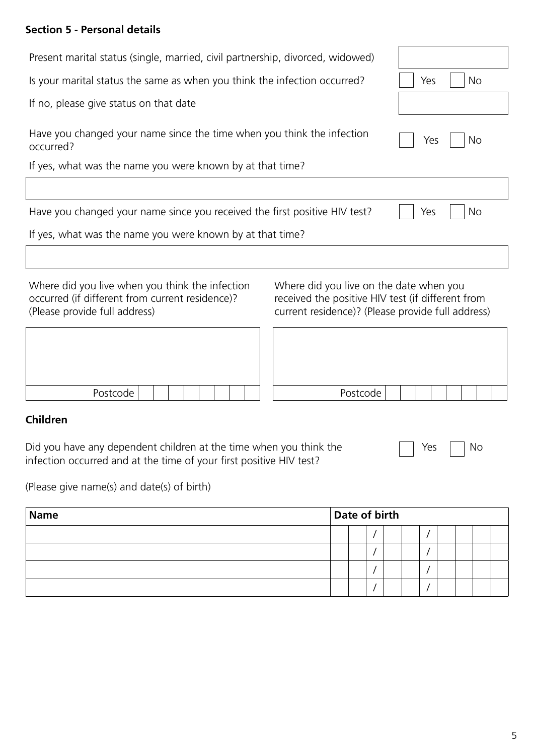**Section 5 - Personal details**

Present marital status (single, married, civil partnership, divorced, widowed)

Is your marital status the same as when you think the infection occurred? ☐ Yes ☐ No

If no, please give status on that date

Have you changed your name since the time when you think the infection occurred? ☐ Yes ☐ No

If yes, what was the name you were known by at that time?

Have you changed your name since you received the first positive HIV test? ☐ Yes ☐ No

If yes, what was the name you were known by at that time?

Where did you live when you think the infection occurred (if different from current residence)? (Please provide full address)

Postcode

Where did you live on the date when you received the positive HIV test (if different from current residence)? (Please provide full address)

Postcode

**Children**

Did you have any dependent children at the time when you think the infection occurred and at the time of your first positive HIV test? ☐ Yes ☐ No

(Please give name(s) and date(s) of birth)

| Name | Date of birth |
|---|---|
| | / / |
| | / / |
| | / / |
| | / / |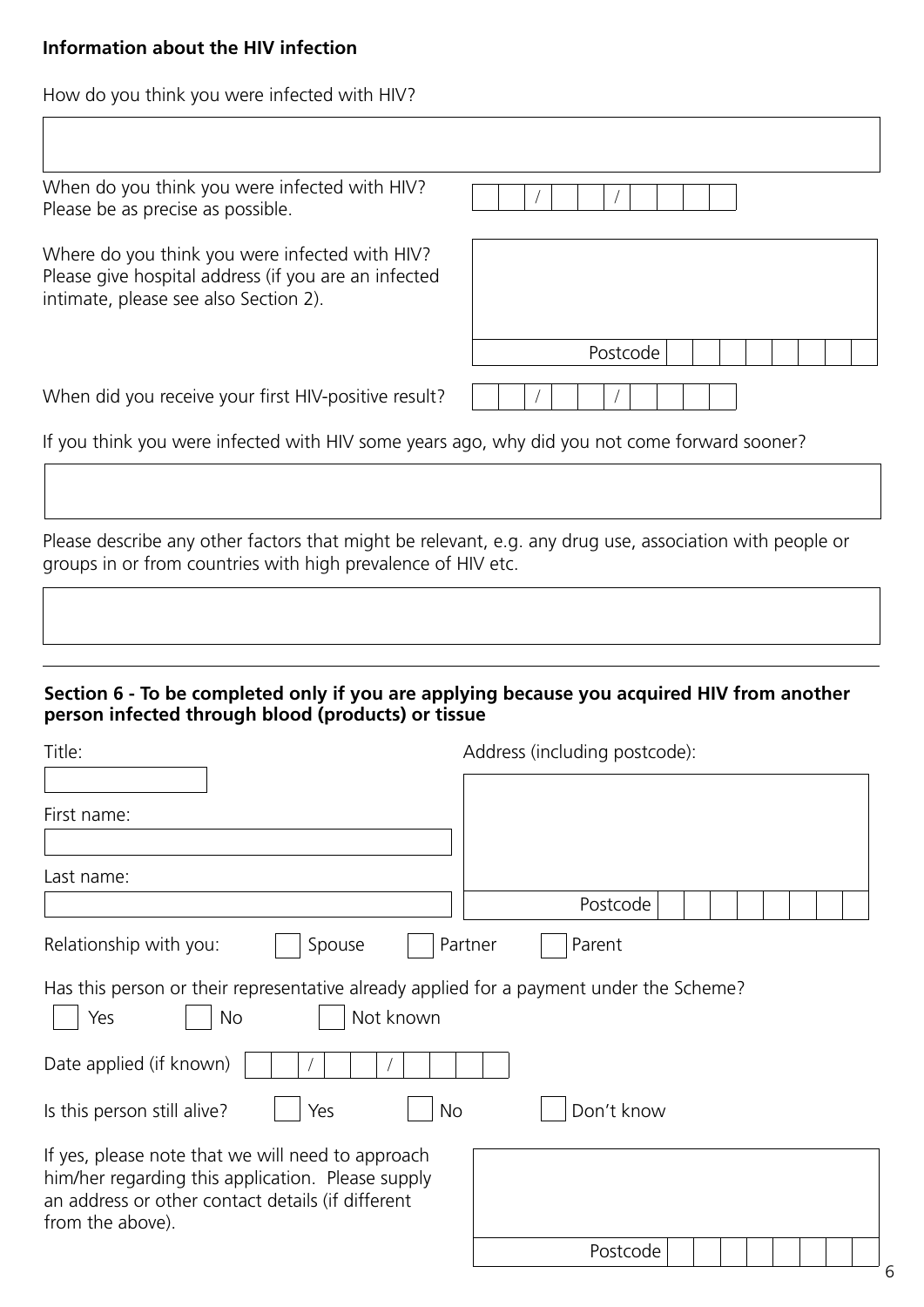**Information about the HIV infection**

How do you think you were infected with HIV?

When do you think you were infected with HIV? Please be as precise as possible.

&nbsp;&nbsp;/&nbsp;&nbsp;/

Where do you think you were infected with HIV? Please give hospital address (if you are an infected intimate, please see also Section 2).

Postcode

When did you receive your first HIV-positive result?

&nbsp;&nbsp;/&nbsp;&nbsp;/

If you think you were infected with HIV some years ago, why did you not come forward sooner?

Please describe any other factors that might be relevant, e.g. any drug use, association with people or groups in or from countries with high prevalence of HIV etc.

---

**Section 6 - To be completed only if you are applying because you acquired HIV from another person infected through blood (products) or tissue**

Title:

First name:

Last name:

Address (including postcode):

Postcode

Relationship with you: ☐ Spouse ☐ Partner ☐ Parent

Has this person or their representative already applied for a payment under the Scheme?

☐ Yes ☐ No ☐ Not known

Date applied (if known) &nbsp;&nbsp;/&nbsp;&nbsp;/

Is this person still alive? ☐ Yes ☐ No ☐ Don't know

If yes, please note that we will need to approach him/her regarding this application. Please supply an address or other contact details (if different from the above).

Postcode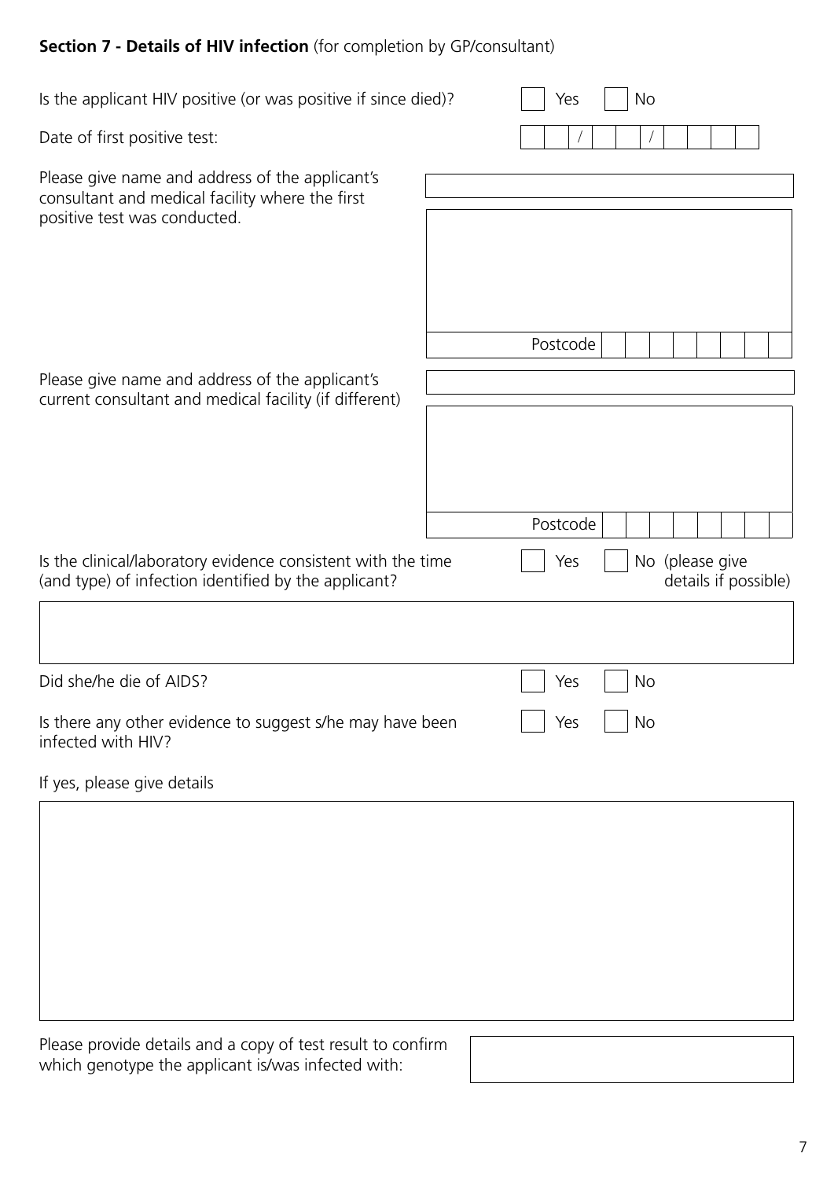**Section 7 - Details of HIV infection** (for completion by GP/consultant)

Is the applicant HIV positive (or was positive if since died)? ☐ Yes ☐ No

Date of first positive test: ☐☐ / ☐☐ / ☐☐☐☐

Please give name and address of the applicant's consultant and medical facility where the first positive test was conducted.

Postcode

Please give name and address of the applicant's current consultant and medical facility (if different)

Postcode

Is the clinical/laboratory evidence consistent with the time (and type) of infection identified by the applicant? ☐ Yes ☐ No (please give details if possible)

Did she/he die of AIDS? ☐ Yes ☐ No

Is there any other evidence to suggest s/he may have been infected with HIV? ☐ Yes ☐ No

If yes, please give details

Please provide details and a copy of test result to confirm which genotype the applicant is/was infected with: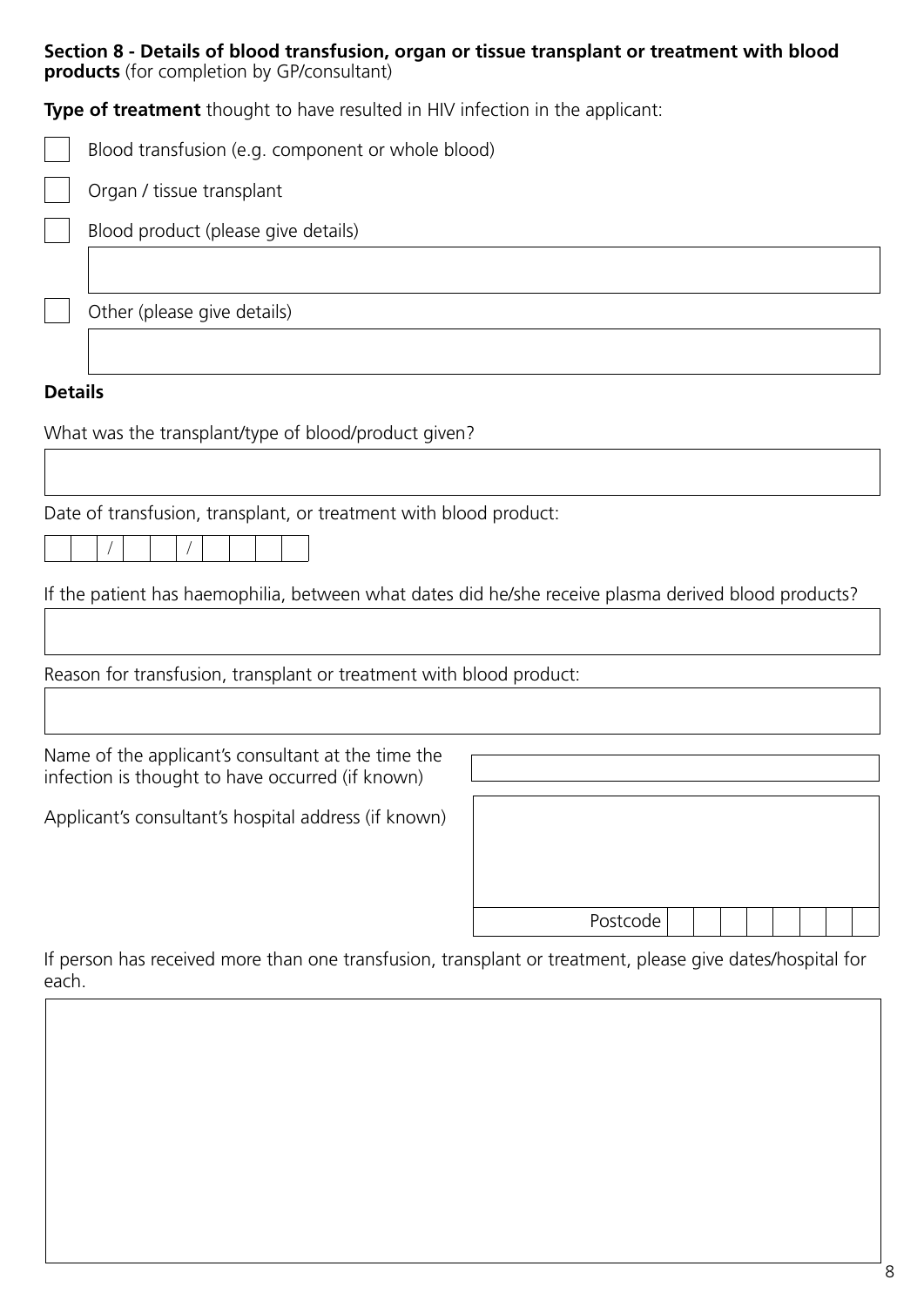**Section 8 - Details of blood transfusion, organ or tissue transplant or treatment with blood products** (for completion by GP/consultant)

**Type of treatment** thought to have resulted in HIV infection in the applicant:

- [ ] Blood transfusion (e.g. component or whole blood)
- [ ] Organ / tissue transplant
- [ ] Blood product (please give details)

- [ ] Other (please give details)

## Details

What was the transplant/type of blood/product given?

Date of transfusion, transplant, or treatment with blood product:

__ __ / __ __ / __ __ __ __

If the patient has haemophilia, between what dates did he/she receive plasma derived blood products?

Reason for transfusion, transplant or treatment with blood product:

Name of the applicant's consultant at the time the infection is thought to have occurred (if known)

Applicant's consultant's hospital address (if known)

Postcode

If person has received more than one transfusion, transplant or treatment, please give dates/hospital for each.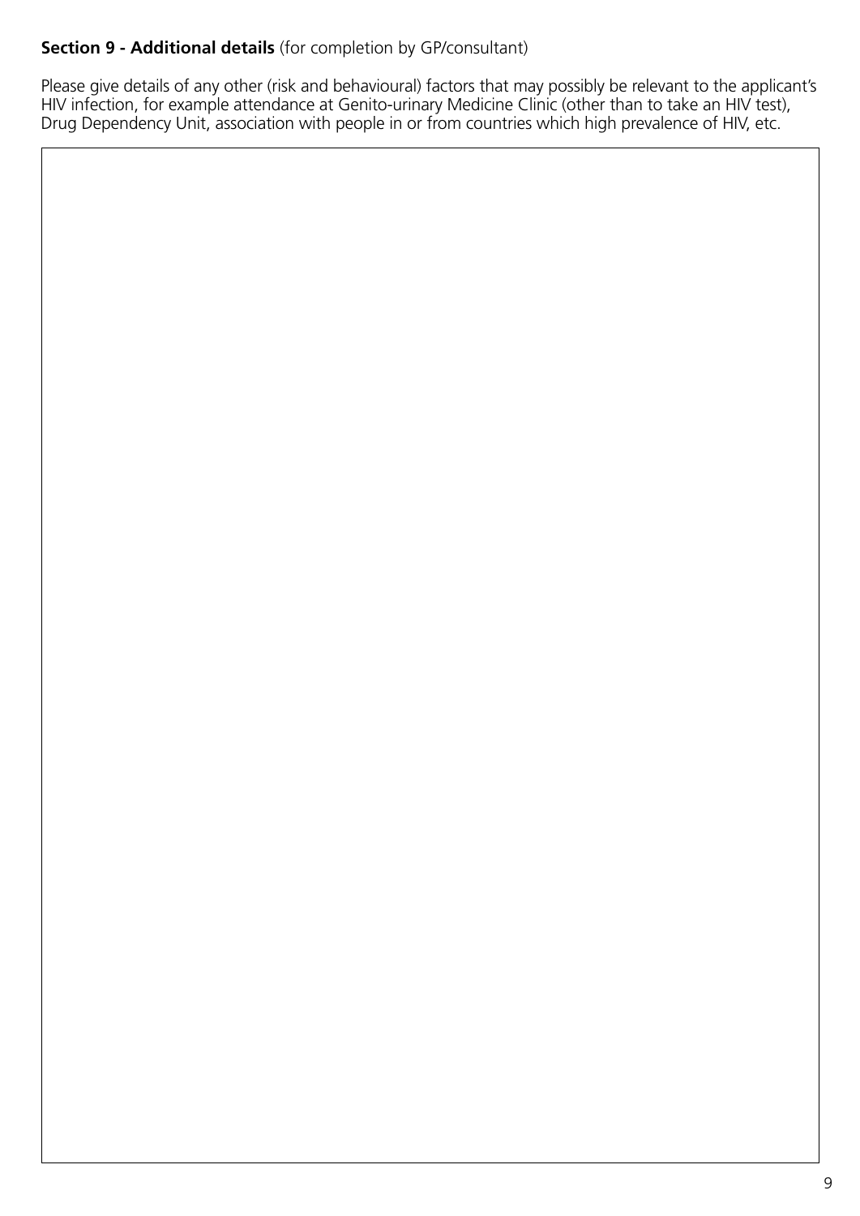**Section 9 - Additional details** (for completion by GP/consultant)

Please give details of any other (risk and behavioural) factors that may possibly be relevant to the applicant's HIV infection, for example attendance at Genito-urinary Medicine Clinic (other than to take an HIV test), Drug Dependency Unit, association with people in or from countries which high prevalence of HIV, etc.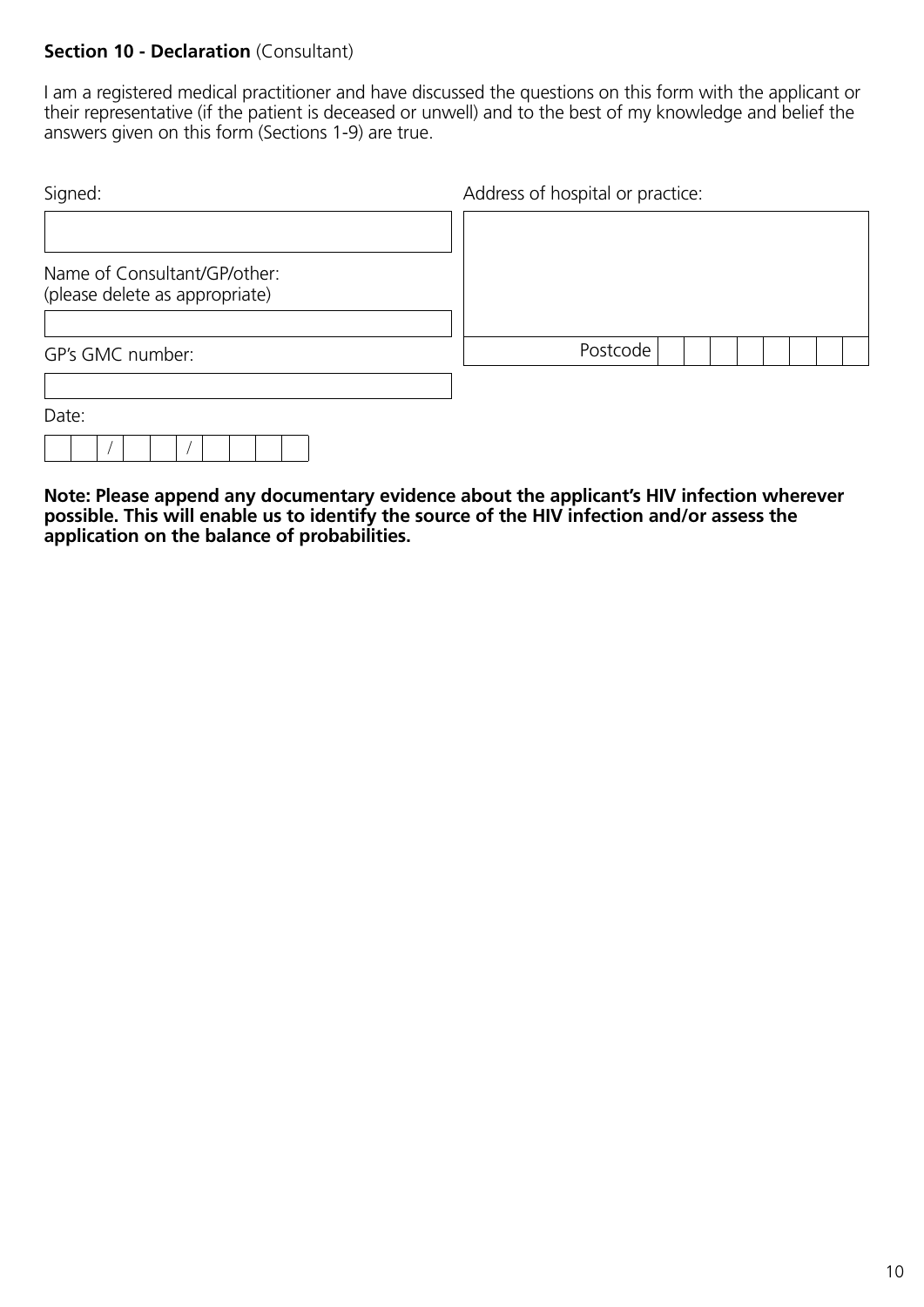**Section 10 - Declaration** (Consultant)

I am a registered medical practitioner and have discussed the questions on this form with the applicant or their representative (if the patient is deceased or unwell) and to the best of my knowledge and belief the answers given on this form (Sections 1-9) are true.

Signed:

Name of Consultant/GP/other:
(please delete as appropriate)

GP's GMC number:

Date:

__ __ / __ __ / __ __ __ __

Address of hospital or practice:

Postcode

**Note: Please append any documentary evidence about the applicant's HIV infection wherever possible. This will enable us to identify the source of the HIV infection and/or assess the application on the balance of probabilities.**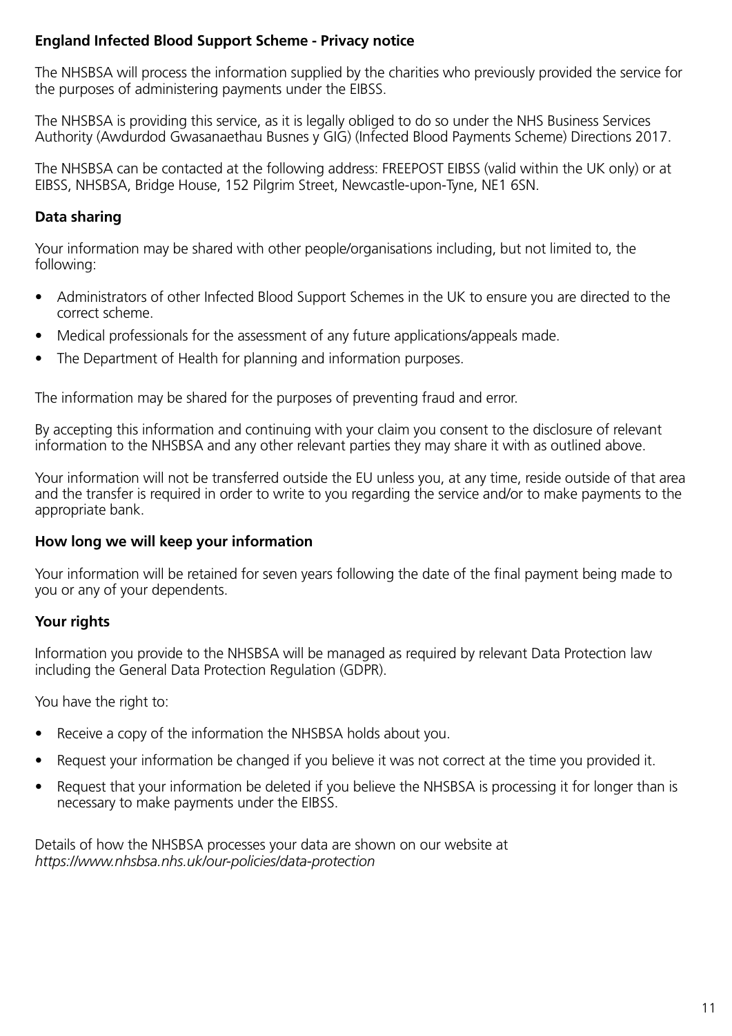## England Infected Blood Support Scheme - Privacy notice

The NHSBSA will process the information supplied by the charities who previously provided the service for the purposes of administering payments under the EIBSS.

The NHSBSA is providing this service, as it is legally obliged to do so under the NHS Business Services Authority (Awdurdod Gwasanaethau Busnes y GIG) (Infected Blood Payments Scheme) Directions 2017.

The NHSBSA can be contacted at the following address: FREEPOST EIBSS (valid within the UK only) or at EIBSS, NHSBSA, Bridge House, 152 Pilgrim Street, Newcastle-upon-Tyne, NE1 6SN.

### Data sharing

Your information may be shared with other people/organisations including, but not limited to, the following:

- Administrators of other Infected Blood Support Schemes in the UK to ensure you are directed to the correct scheme.
- Medical professionals for the assessment of any future applications/appeals made.
- The Department of Health for planning and information purposes.

The information may be shared for the purposes of preventing fraud and error.

By accepting this information and continuing with your claim you consent to the disclosure of relevant information to the NHSBSA and any other relevant parties they may share it with as outlined above.

Your information will not be transferred outside the EU unless you, at any time, reside outside of that area and the transfer is required in order to write to you regarding the service and/or to make payments to the appropriate bank.

### How long we will keep your information

Your information will be retained for seven years following the date of the final payment being made to you or any of your dependents.

### Your rights

Information you provide to the NHSBSA will be managed as required by relevant Data Protection law including the General Data Protection Regulation (GDPR).

You have the right to:

- Receive a copy of the information the NHSBSA holds about you.
- Request your information be changed if you believe it was not correct at the time you provided it.
- Request that your information be deleted if you believe the NHSBSA is processing it for longer than is necessary to make payments under the EIBSS.

Details of how the NHSBSA processes your data are shown on our website at *https://www.nhsbsa.nhs.uk/our-policies/data-protection*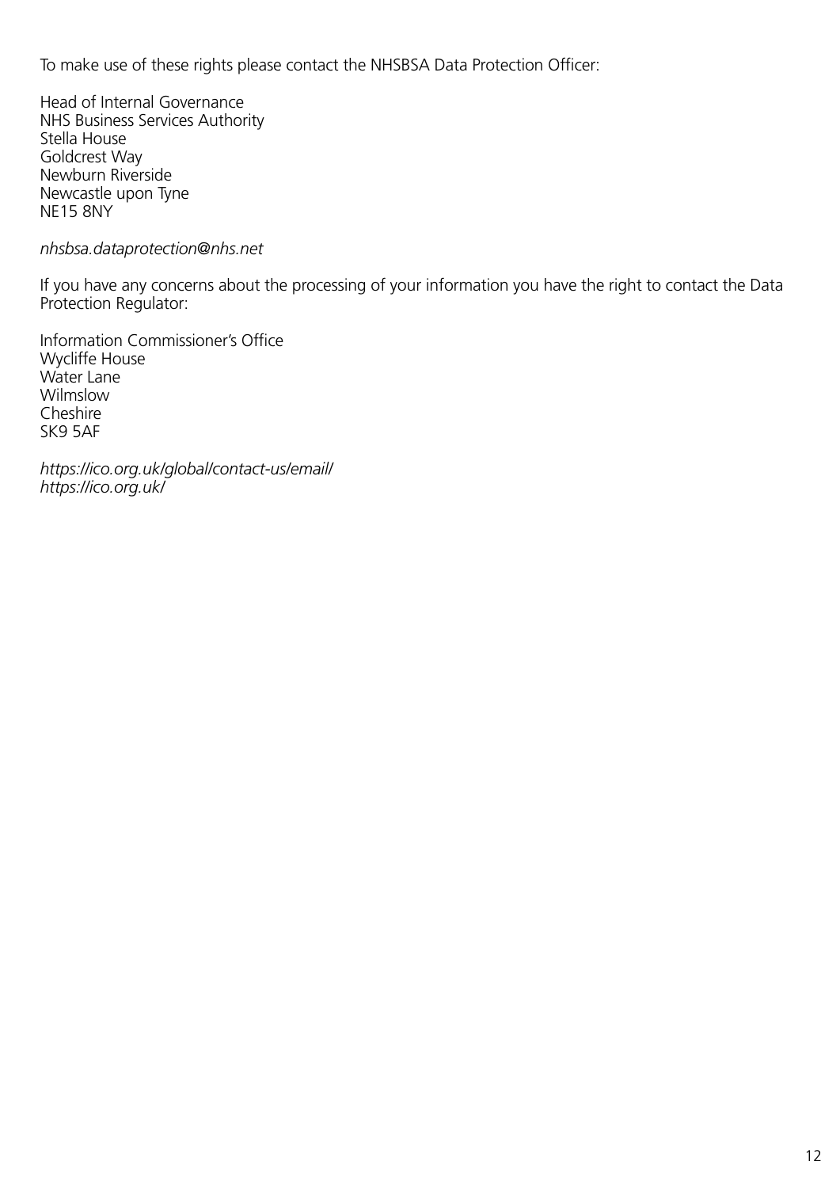To make use of these rights please contact the NHSBSA Data Protection Officer:

Head of Internal Governance
NHS Business Services Authority
Stella House
Goldcrest Way
Newburn Riverside
Newcastle upon Tyne
NE15 8NY

*nhsbsa.dataprotection@nhs.net*

If you have any concerns about the processing of your information you have the right to contact the Data Protection Regulator:

Information Commissioner's Office
Wycliffe House
Water Lane
Wilmslow
Cheshire
SK9 5AF

*https://ico.org.uk/global/contact-us/email/*
*https://ico.org.uk/*